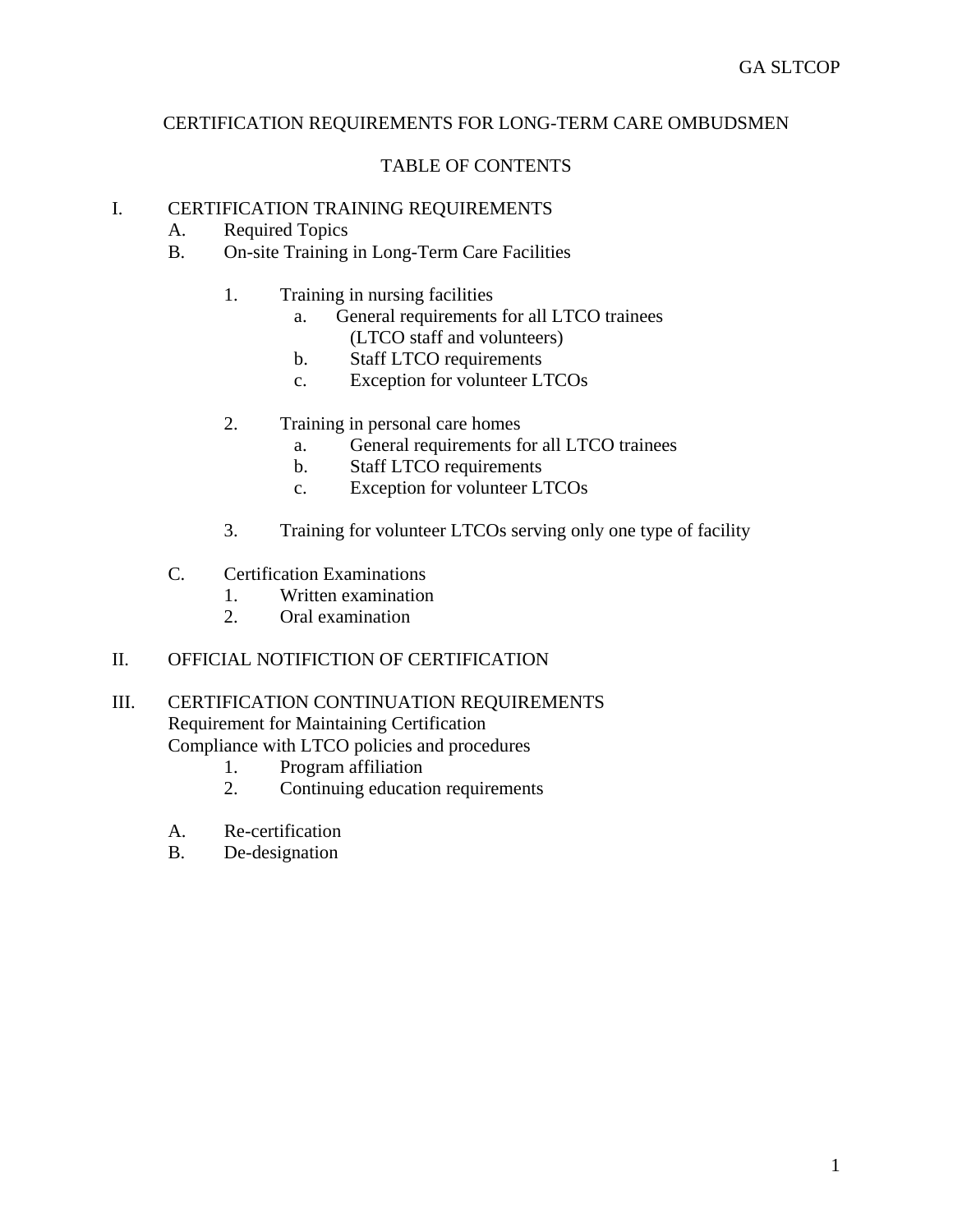# CERTIFICATION REQUIREMENTS FOR LONG-TERM CARE OMBUDSMEN

## TABLE OF CONTENTS

I. CERTIFICATION TRAINING REQUIREMENTS
   - A. Required Topics
   - B. On-site Training in Long-Term Care Facilities
     1. Training in nursing facilities
        - a. General requirements for all LTCO trainees (LTCO staff and volunteers)
        - b. Staff LTCO requirements
        - c. Exception for volunteer LTCOs
     2. Training in personal care homes
        - a. General requirements for all LTCO trainees
        - b. Staff LTCO requirements
        - c. Exception for volunteer LTCOs
     3. Training for volunteer LTCOs serving only one type of facility
   - C. Certification Examinations
     1. Written examination
     2. Oral examination

II. OFFICIAL NOTIFICTION OF CERTIFICATION

III. CERTIFICATION CONTINUATION REQUIREMENTS
   Requirement for Maintaining Certification
   Compliance with LTCO policies and procedures
     1. Program affiliation
     2. Continuing education requirements
   - A. Re-certification
   - B. De-designation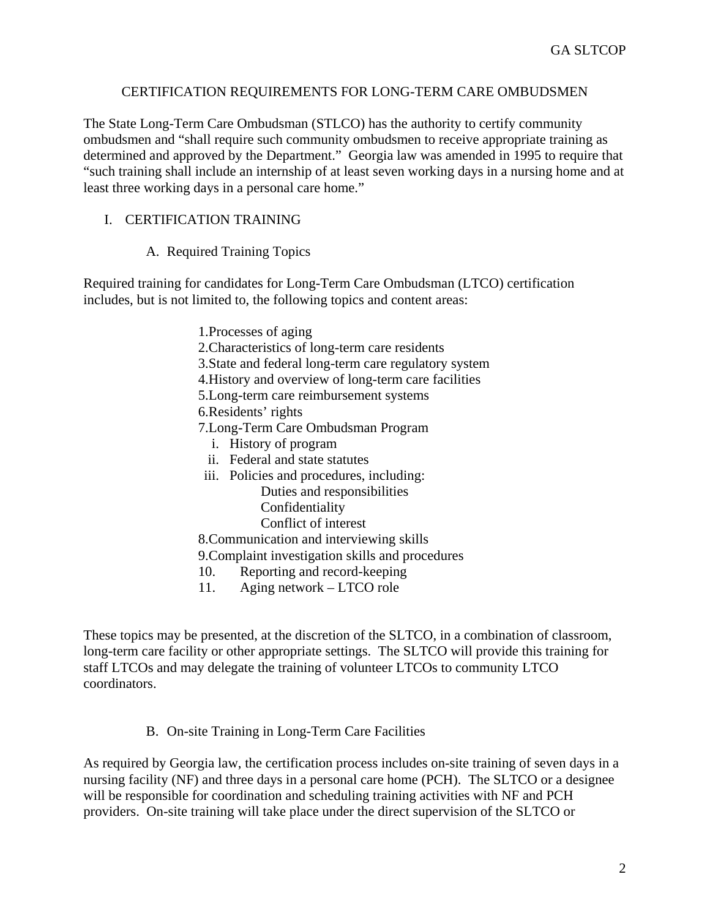# CERTIFICATION REQUIREMENTS FOR LONG-TERM CARE OMBUDSMEN

The State Long-Term Care Ombudsman (STLCO) has the authority to certify community ombudsmen and "shall require such community ombudsmen to receive appropriate training as determined and approved by the Department." Georgia law was amended in 1995 to require that "such training shall include an internship of at least seven working days in a nursing home and at least three working days in a personal care home."

## I. CERTIFICATION TRAINING

### A. Required Training Topics

Required training for candidates for Long-Term Care Ombudsman (LTCO) certification includes, but is not limited to, the following topics and content areas:

1. Processes of aging
2. Characteristics of long-term care residents
3. State and federal long-term care regulatory system
4. History and overview of long-term care facilities
5. Long-term care reimbursement systems
6. Residents' rights
7. Long-Term Care Ombudsman Program
   - i. History of program
   - ii. Federal and state statutes
   - iii. Policies and procedures, including:
     - Duties and responsibilities
     - Confidentiality
     - Conflict of interest
8. Communication and interviewing skills
9. Complaint investigation skills and procedures
10. Reporting and record-keeping
11. Aging network – LTCO role

These topics may be presented, at the discretion of the SLTCO, in a combination of classroom, long-term care facility or other appropriate settings. The SLTCO will provide this training for staff LTCOs and may delegate the training of volunteer LTCOs to community LTCO coordinators.

### B. On-site Training in Long-Term Care Facilities

As required by Georgia law, the certification process includes on-site training of seven days in a nursing facility (NF) and three days in a personal care home (PCH). The SLTCO or a designee will be responsible for coordination and scheduling training activities with NF and PCH providers. On-site training will take place under the direct supervision of the SLTCO or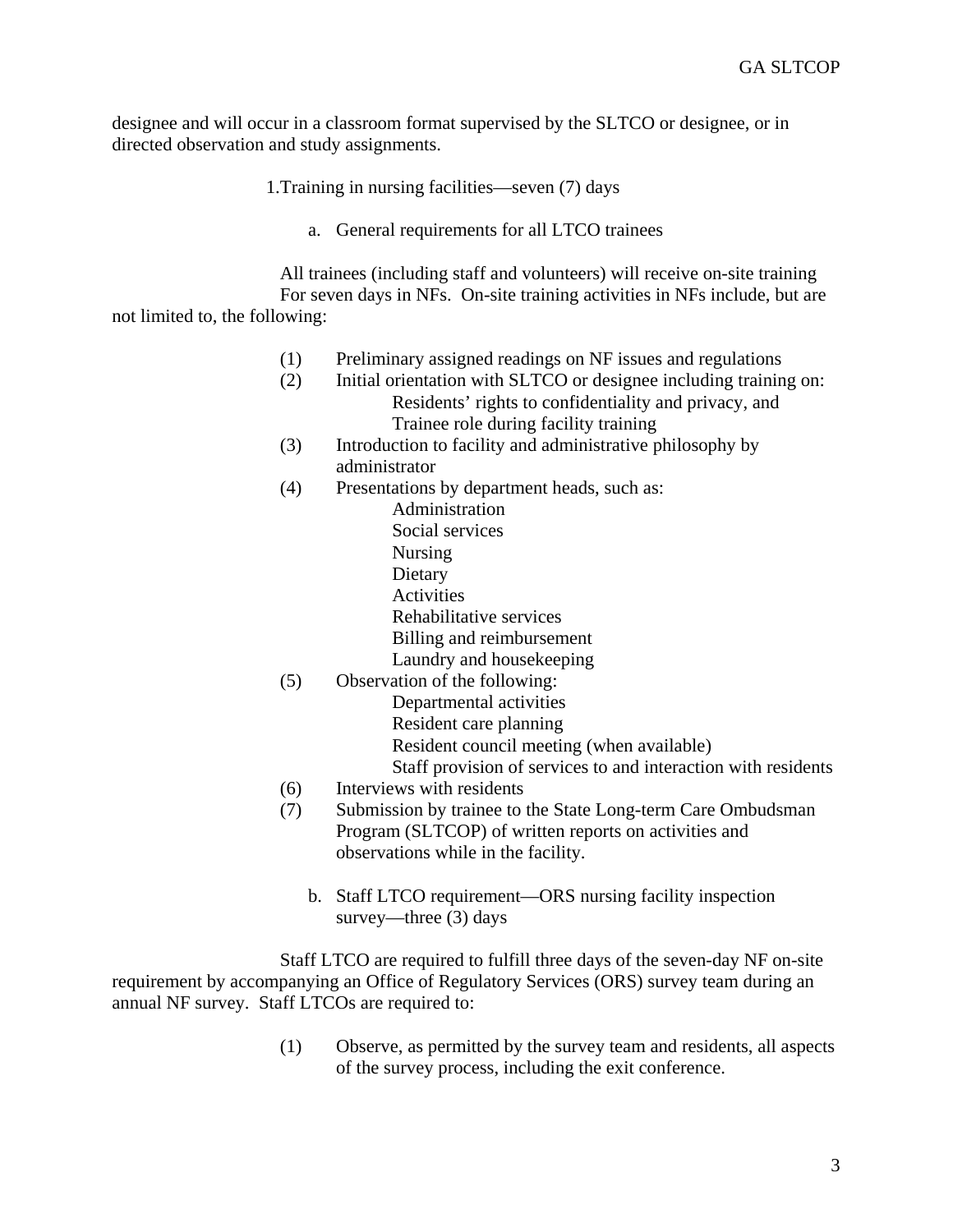designee and will occur in a classroom format supervised by the SLTCO or designee, or in directed observation and study assignments.

1. Training in nursing facilities—seven (7) days

   a. General requirements for all LTCO trainees

All trainees (including staff and volunteers) will receive on-site training For seven days in NFs. On-site training activities in NFs include, but are not limited to, the following:

(1) Preliminary assigned readings on NF issues and regulations
(2) Initial orientation with SLTCO or designee including training on:
    - Residents' rights to confidentiality and privacy, and
    - Trainee role during facility training
(3) Introduction to facility and administrative philosophy by administrator
(4) Presentations by department heads, such as:
    - Administration
    - Social services
    - Nursing
    - Dietary
    - Activities
    - Rehabilitative services
    - Billing and reimbursement
    - Laundry and housekeeping
(5) Observation of the following:
    - Departmental activities
    - Resident care planning
    - Resident council meeting (when available)
    - Staff provision of services to and interaction with residents
(6) Interviews with residents
(7) Submission by trainee to the State Long-term Care Ombudsman Program (SLTCOP) of written reports on activities and observations while in the facility.

   b. Staff LTCO requirement—ORS nursing facility inspection survey—three (3) days

Staff LTCO are required to fulfill three days of the seven-day NF on-site requirement by accompanying an Office of Regulatory Services (ORS) survey team during an annual NF survey. Staff LTCOs are required to:

(1) Observe, as permitted by the survey team and residents, all aspects of the survey process, including the exit conference.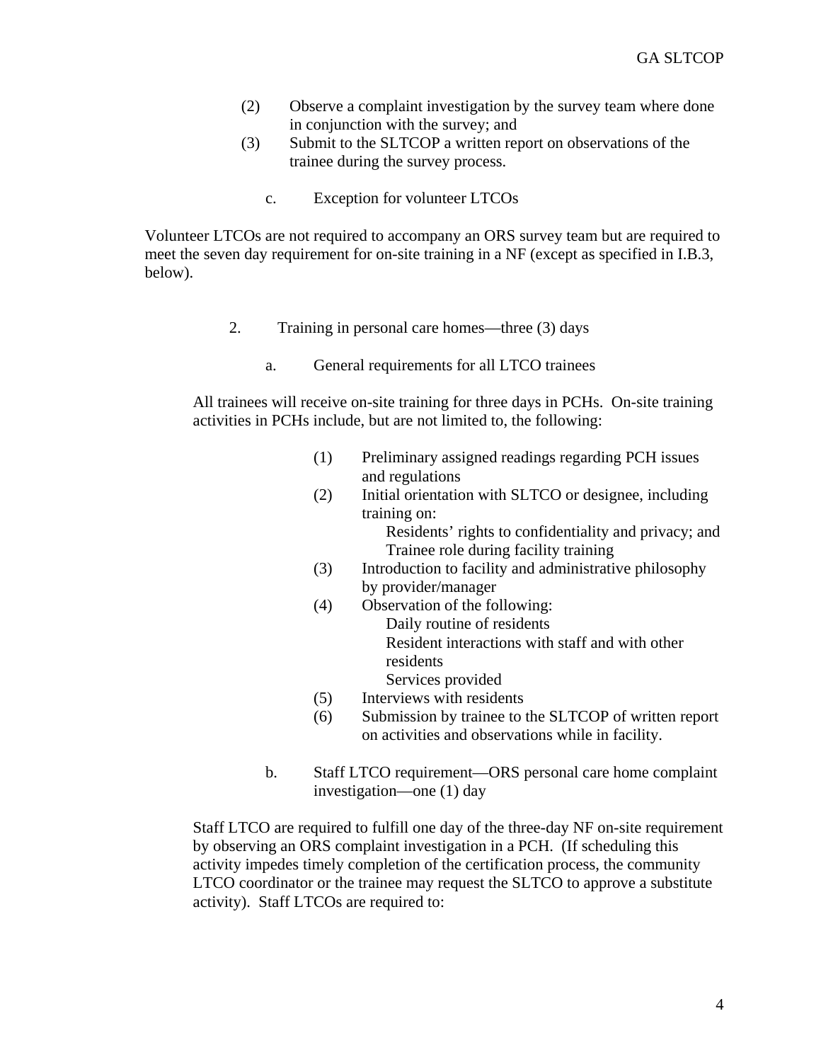(2) Observe a complaint investigation by the survey team where done in conjunction with the survey; and

(3) Submit to the SLTCOP a written report on observations of the trainee during the survey process.

c. Exception for volunteer LTCOs

Volunteer LTCOs are not required to accompany an ORS survey team but are required to meet the seven day requirement for on-site training in a NF (except as specified in I.B.3, below).

2. Training in personal care homes—three (3) days

a. General requirements for all LTCO trainees

All trainees will receive on-site training for three days in PCHs. On-site training activities in PCHs include, but are not limited to, the following:

(1) Preliminary assigned readings regarding PCH issues and regulations

(2) Initial orientation with SLTCO or designee, including training on:
   - Residents' rights to confidentiality and privacy; and
   - Trainee role during facility training

(3) Introduction to facility and administrative philosophy by provider/manager

(4) Observation of the following:
   - Daily routine of residents
   - Resident interactions with staff and with other residents
   - Services provided

(5) Interviews with residents

(6) Submission by trainee to the SLTCOP of written report on activities and observations while in facility.

b. Staff LTCO requirement—ORS personal care home complaint investigation—one (1) day

Staff LTCO are required to fulfill one day of the three-day NF on-site requirement by observing an ORS complaint investigation in a PCH. (If scheduling this activity impedes timely completion of the certification process, the community LTCO coordinator or the trainee may request the SLTCO to approve a substitute activity). Staff LTCOs are required to: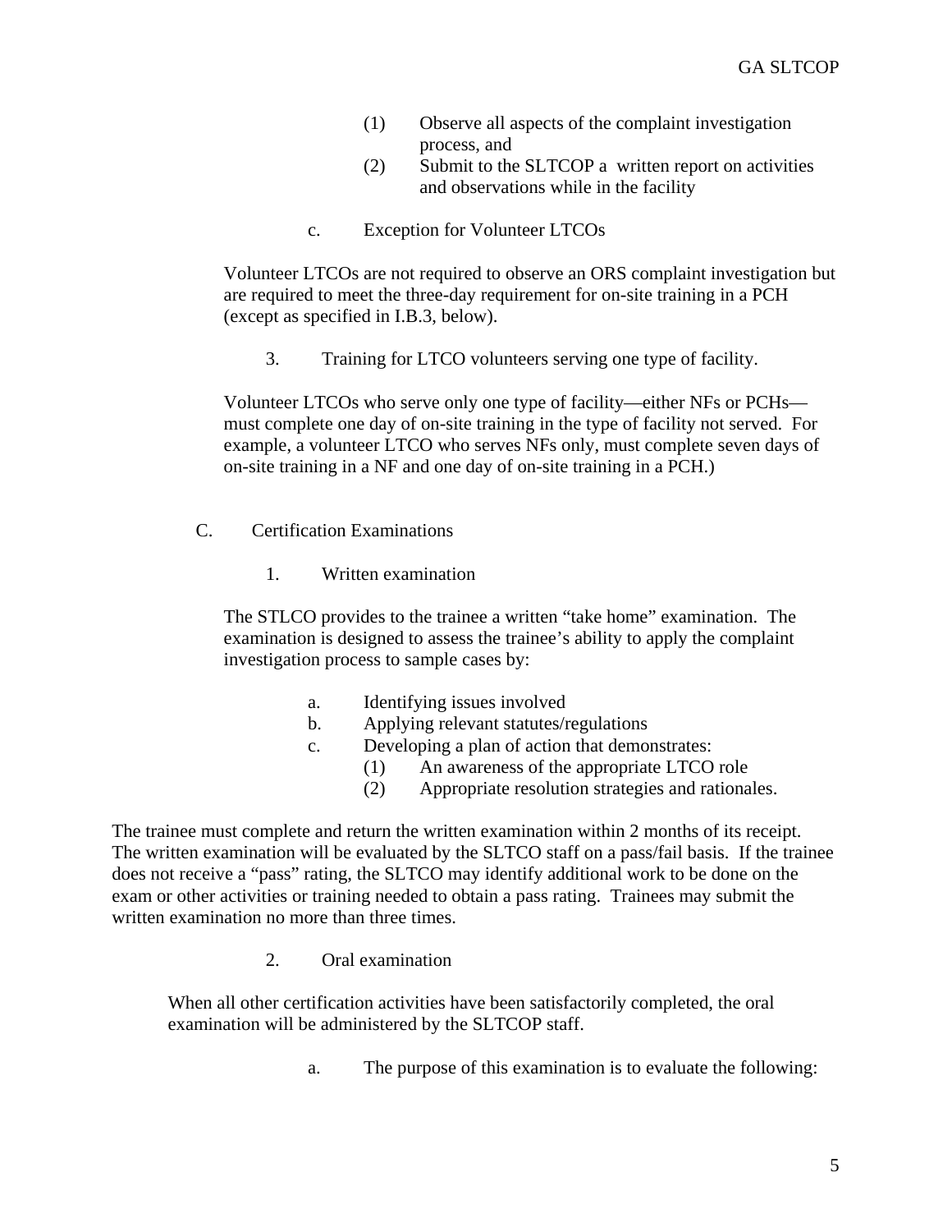(1) Observe all aspects of the complaint investigation process, and

(2) Submit to the SLTCOP a written report on activities and observations while in the facility

c. Exception for Volunteer LTCOs

Volunteer LTCOs are not required to observe an ORS complaint investigation but are required to meet the three-day requirement for on-site training in a PCH (except as specified in I.B.3, below).

3. Training for LTCO volunteers serving one type of facility.

Volunteer LTCOs who serve only one type of facility—either NFs or PCHs—must complete one day of on-site training in the type of facility not served. For example, a volunteer LTCO who serves NFs only, must complete seven days of on-site training in a NF and one day of on-site training in a PCH.)

C. Certification Examinations

1. Written examination

The STLCO provides to the trainee a written "take home" examination. The examination is designed to assess the trainee's ability to apply the complaint investigation process to sample cases by:

a. Identifying issues involved

b. Applying relevant statutes/regulations

c. Developing a plan of action that demonstrates:

(1) An awareness of the appropriate LTCO role

(2) Appropriate resolution strategies and rationales.

The trainee must complete and return the written examination within 2 months of its receipt. The written examination will be evaluated by the SLTCO staff on a pass/fail basis. If the trainee does not receive a "pass" rating, the SLTCO may identify additional work to be done on the exam or other activities or training needed to obtain a pass rating. Trainees may submit the written examination no more than three times.

2. Oral examination

When all other certification activities have been satisfactorily completed, the oral examination will be administered by the SLTCOP staff.

a. The purpose of this examination is to evaluate the following: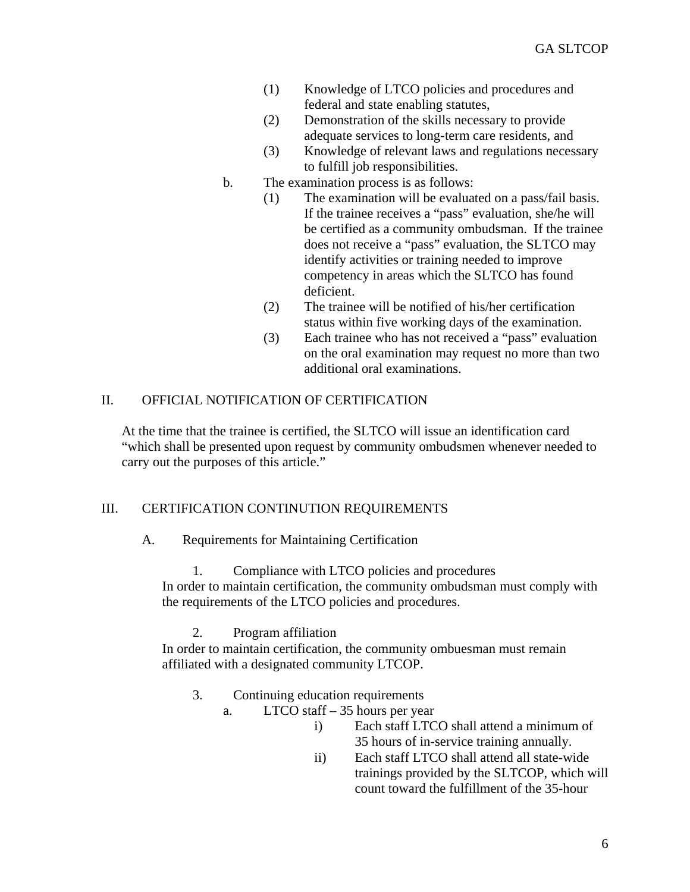(1) Knowledge of LTCO policies and procedures and federal and state enabling statutes,
(2) Demonstration of the skills necessary to provide adequate services to long-term care residents, and
(3) Knowledge of relevant laws and regulations necessary to fulfill job responsibilities.

b. The examination process is as follows:
(1) The examination will be evaluated on a pass/fail basis. If the trainee receives a "pass" evaluation, she/he will be certified as a community ombudsman. If the trainee does not receive a "pass" evaluation, the SLTCO may identify activities or training needed to improve competency in areas which the SLTCO has found deficient.
(2) The trainee will be notified of his/her certification status within five working days of the examination.
(3) Each trainee who has not received a "pass" evaluation on the oral examination may request no more than two additional oral examinations.

## II. OFFICIAL NOTIFICATION OF CERTIFICATION

At the time that the trainee is certified, the SLTCO will issue an identification card "which shall be presented upon request by community ombudsmen whenever needed to carry out the purposes of this article."

## III. CERTIFICATION CONTINUTION REQUIREMENTS

### A. Requirements for Maintaining Certification

1. Compliance with LTCO policies and procedures

In order to maintain certification, the community ombudsman must comply with the requirements of the LTCO policies and procedures.

2. Program affiliation

In order to maintain certification, the community ombuesman must remain affiliated with a designated community LTCOP.

3. Continuing education requirements

a. LTCO staff – 35 hours per year
i) Each staff LTCO shall attend a minimum of 35 hours of in-service training annually.
ii) Each staff LTCO shall attend all state-wide trainings provided by the SLTCOP, which will count toward the fulfillment of the 35-hour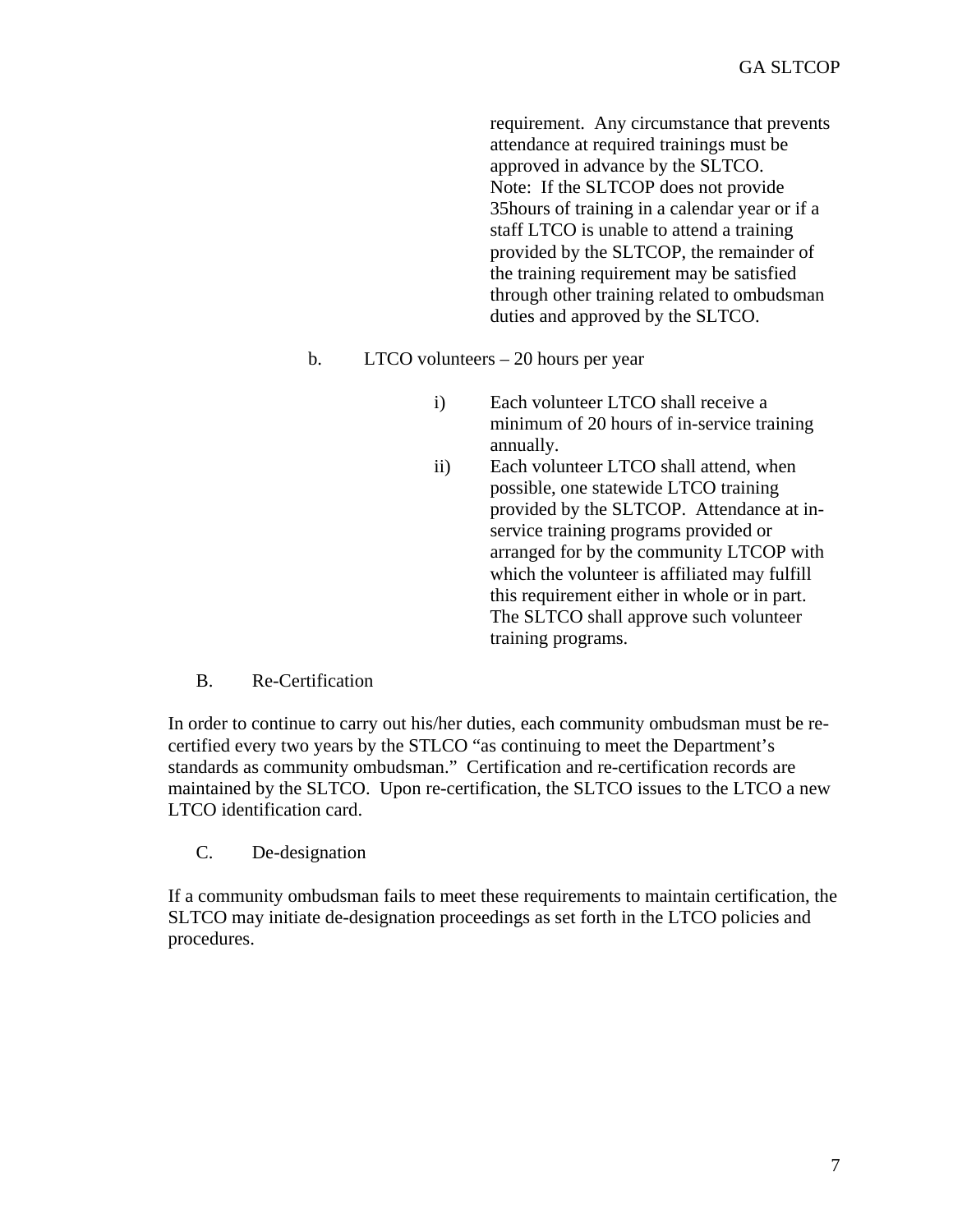requirement. Any circumstance that prevents attendance at required trainings must be approved in advance by the SLTCO.
Note: If the SLTCOP does not provide 35hours of training in a calendar year or if a staff LTCO is unable to attend a training provided by the SLTCOP, the remainder of the training requirement may be satisfied through other training related to ombudsman duties and approved by the SLTCO.

b. LTCO volunteers – 20 hours per year

i) Each volunteer LTCO shall receive a minimum of 20 hours of in-service training annually.

ii) Each volunteer LTCO shall attend, when possible, one statewide LTCO training provided by the SLTCOP. Attendance at in-service training programs provided or arranged for by the community LTCOP with which the volunteer is affiliated may fulfill this requirement either in whole or in part. The SLTCO shall approve such volunteer training programs.

B. Re-Certification

In order to continue to carry out his/her duties, each community ombudsman must be re-certified every two years by the STLCO "as continuing to meet the Department's standards as community ombudsman." Certification and re-certification records are maintained by the SLTCO. Upon re-certification, the SLTCO issues to the LTCO a new LTCO identification card.

C. De-designation

If a community ombudsman fails to meet these requirements to maintain certification, the SLTCO may initiate de-designation proceedings as set forth in the LTCO policies and procedures.